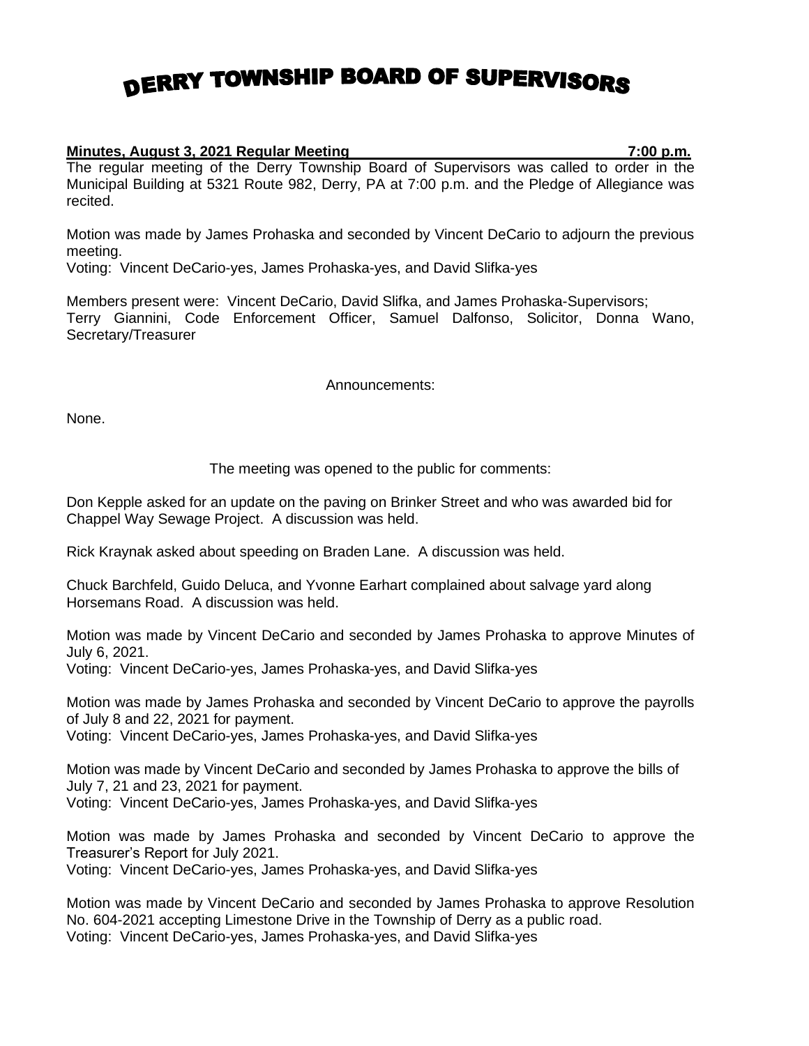# DERRY TOWNSHIP BOARD OF SUPERVISORS

**Minutes, August 3, 2021 Regular Meeting 7:00 p.m.**

The regular meeting of the Derry Township Board of Supervisors was called to order in the Municipal Building at 5321 Route 982, Derry, PA at 7:00 p.m. and the Pledge of Allegiance was recited.

Motion was made by James Prohaska and seconded by Vincent DeCario to adjourn the previous meeting.
Voting: Vincent DeCario-yes, James Prohaska-yes, and David Slifka-yes

Members present were: Vincent DeCario, David Slifka, and James Prohaska-Supervisors; Terry Giannini, Code Enforcement Officer, Samuel Dalfonso, Solicitor, Donna Wano, Secretary/Treasurer

Announcements:

None.

The meeting was opened to the public for comments:

Don Kepple asked for an update on the paving on Brinker Street and who was awarded bid for Chappel Way Sewage Project. A discussion was held.

Rick Kraynak asked about speeding on Braden Lane. A discussion was held.

Chuck Barchfeld, Guido Deluca, and Yvonne Earhart complained about salvage yard along Horsemans Road. A discussion was held.

Motion was made by Vincent DeCario and seconded by James Prohaska to approve Minutes of July 6, 2021.
Voting: Vincent DeCario-yes, James Prohaska-yes, and David Slifka-yes

Motion was made by James Prohaska and seconded by Vincent DeCario to approve the payrolls of July 8 and 22, 2021 for payment.
Voting: Vincent DeCario-yes, James Prohaska-yes, and David Slifka-yes

Motion was made by Vincent DeCario and seconded by James Prohaska to approve the bills of July 7, 21 and 23, 2021 for payment.
Voting: Vincent DeCario-yes, James Prohaska-yes, and David Slifka-yes

Motion was made by James Prohaska and seconded by Vincent DeCario to approve the Treasurer's Report for July 2021.
Voting: Vincent DeCario-yes, James Prohaska-yes, and David Slifka-yes

Motion was made by Vincent DeCario and seconded by James Prohaska to approve Resolution No. 604-2021 accepting Limestone Drive in the Township of Derry as a public road.
Voting: Vincent DeCario-yes, James Prohaska-yes, and David Slifka-yes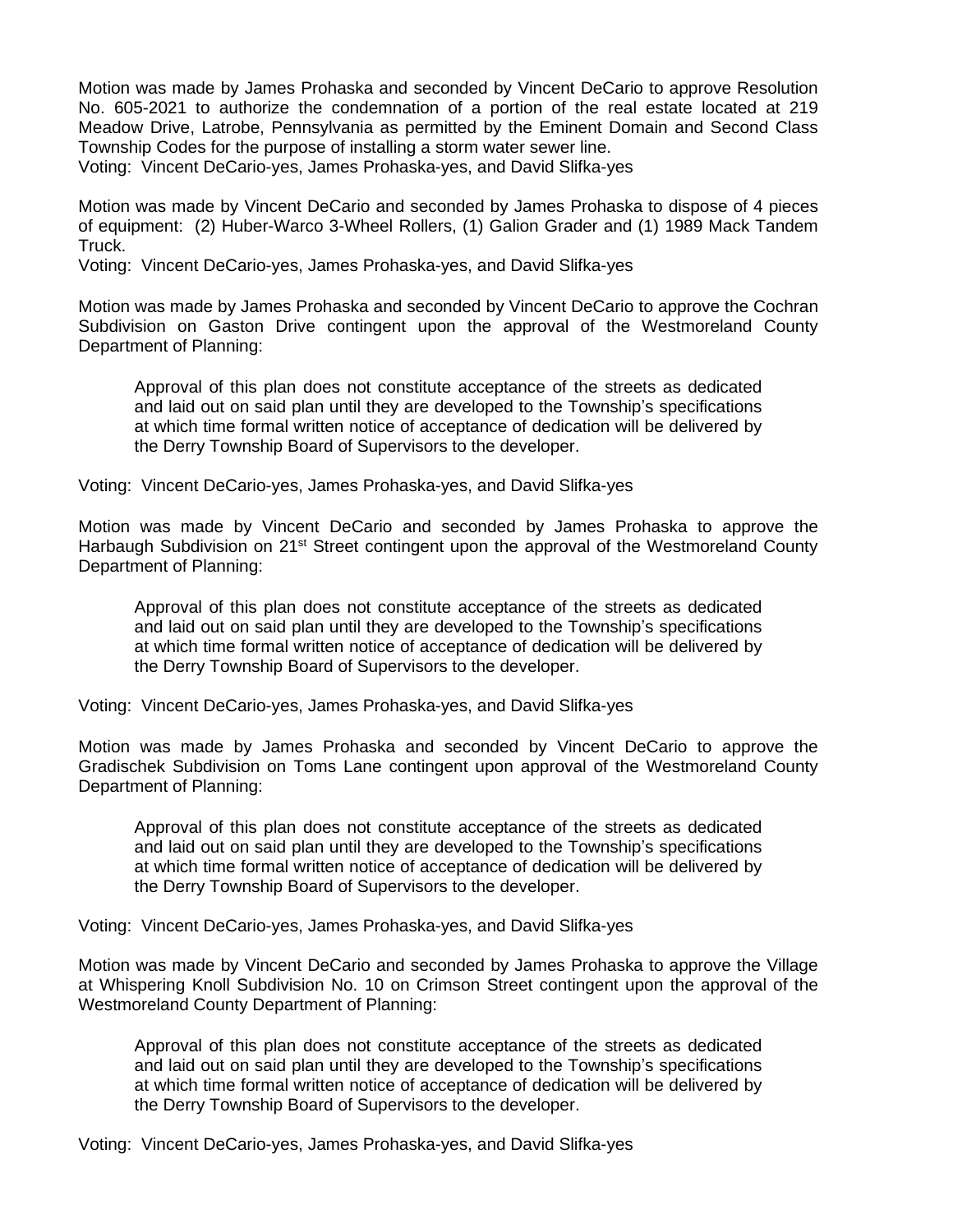Motion was made by James Prohaska and seconded by Vincent DeCario to approve Resolution No. 605-2021 to authorize the condemnation of a portion of the real estate located at 219 Meadow Drive, Latrobe, Pennsylvania as permitted by the Eminent Domain and Second Class Township Codes for the purpose of installing a storm water sewer line.
Voting: Vincent DeCario-yes, James Prohaska-yes, and David Slifka-yes

Motion was made by Vincent DeCario and seconded by James Prohaska to dispose of 4 pieces of equipment: (2) Huber-Warco 3-Wheel Rollers, (1) Galion Grader and (1) 1989 Mack Tandem Truck.
Voting: Vincent DeCario-yes, James Prohaska-yes, and David Slifka-yes

Motion was made by James Prohaska and seconded by Vincent DeCario to approve the Cochran Subdivision on Gaston Drive contingent upon the approval of the Westmoreland County Department of Planning:

> Approval of this plan does not constitute acceptance of the streets as dedicated and laid out on said plan until they are developed to the Township's specifications at which time formal written notice of acceptance of dedication will be delivered by the Derry Township Board of Supervisors to the developer.

Voting: Vincent DeCario-yes, James Prohaska-yes, and David Slifka-yes

Motion was made by Vincent DeCario and seconded by James Prohaska to approve the Harbaugh Subdivision on 21st Street contingent upon the approval of the Westmoreland County Department of Planning:

> Approval of this plan does not constitute acceptance of the streets as dedicated and laid out on said plan until they are developed to the Township's specifications at which time formal written notice of acceptance of dedication will be delivered by the Derry Township Board of Supervisors to the developer.

Voting: Vincent DeCario-yes, James Prohaska-yes, and David Slifka-yes

Motion was made by James Prohaska and seconded by Vincent DeCario to approve the Gradischek Subdivision on Toms Lane contingent upon approval of the Westmoreland County Department of Planning:

> Approval of this plan does not constitute acceptance of the streets as dedicated and laid out on said plan until they are developed to the Township's specifications at which time formal written notice of acceptance of dedication will be delivered by the Derry Township Board of Supervisors to the developer.

Voting: Vincent DeCario-yes, James Prohaska-yes, and David Slifka-yes

Motion was made by Vincent DeCario and seconded by James Prohaska to approve the Village at Whispering Knoll Subdivision No. 10 on Crimson Street contingent upon the approval of the Westmoreland County Department of Planning:

> Approval of this plan does not constitute acceptance of the streets as dedicated and laid out on said plan until they are developed to the Township's specifications at which time formal written notice of acceptance of dedication will be delivered by the Derry Township Board of Supervisors to the developer.

Voting: Vincent DeCario-yes, James Prohaska-yes, and David Slifka-yes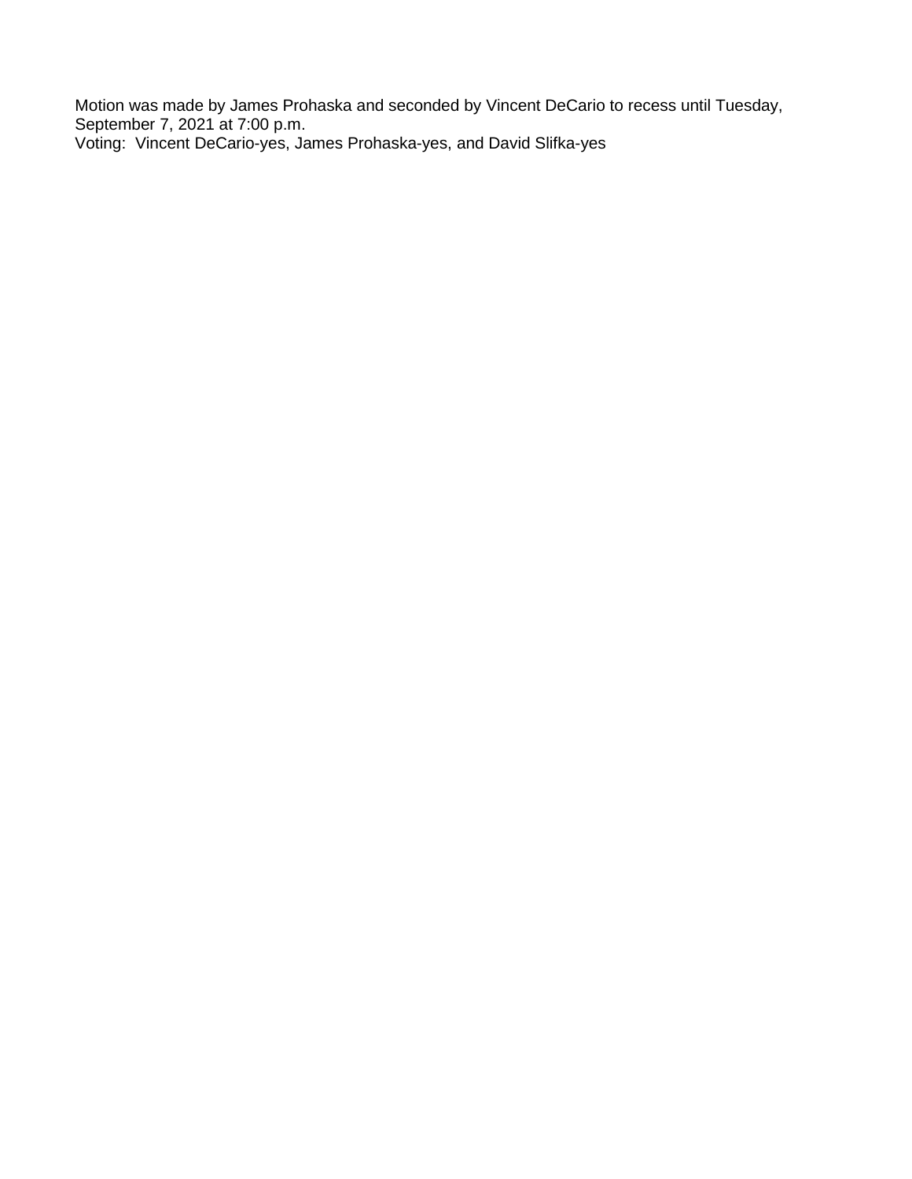Motion was made by James Prohaska and seconded by Vincent DeCario to recess until Tuesday, September 7, 2021 at 7:00 p.m.
Voting: Vincent DeCario-yes, James Prohaska-yes, and David Slifka-yes